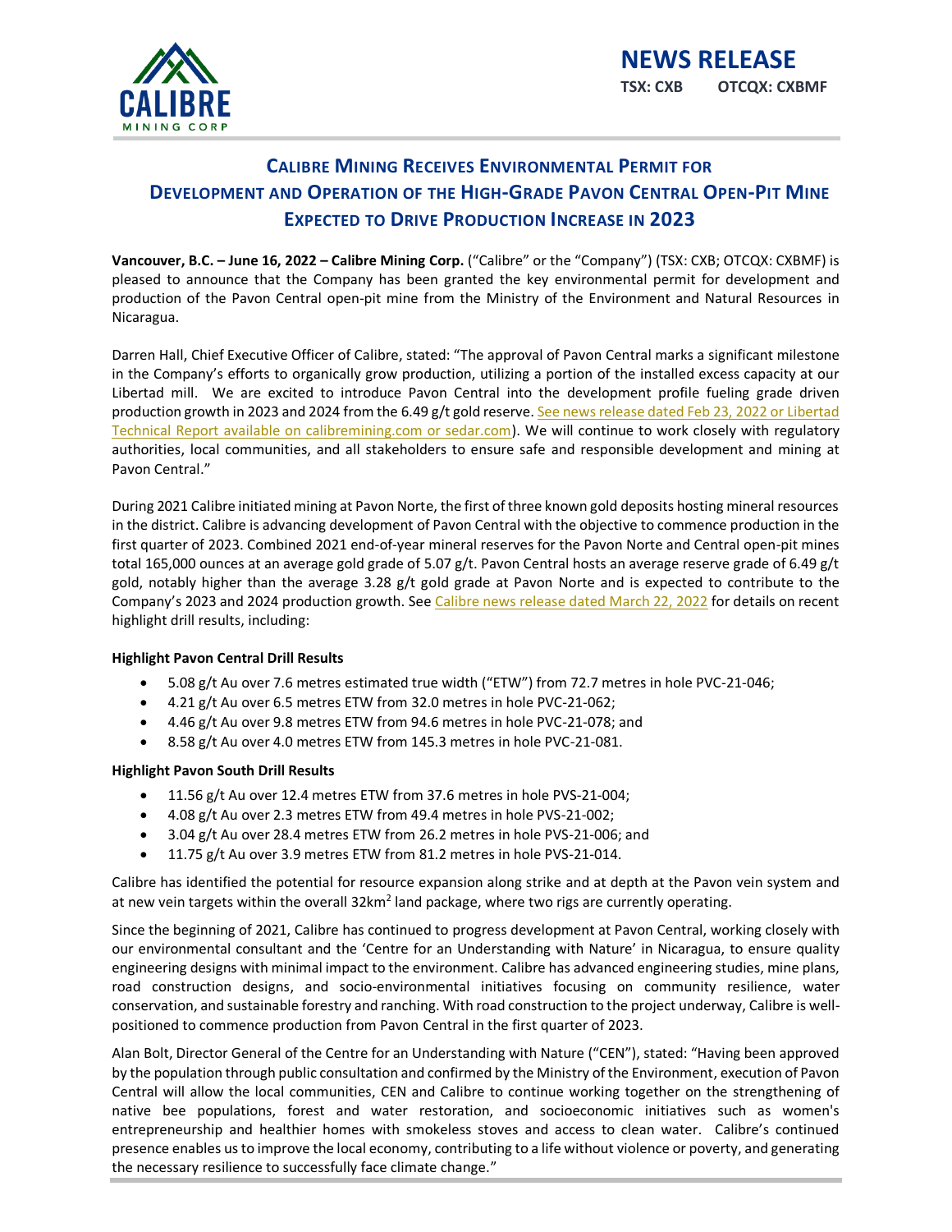# NEWS RELEASE

**TSX: CXB OTCQX: CXBMF**

## CALIBRE MINING RECEIVES ENVIRONMENTAL PERMIT FOR DEVELOPMENT AND OPERATION OF THE HIGH-GRADE PAVON CENTRAL OPEN-PIT MINE EXPECTED TO DRIVE PRODUCTION INCREASE IN 2023

**Vancouver, B.C. – June 16, 2022 – Calibre Mining Corp.** ("Calibre" or the "Company") (TSX: CXB; OTCQX: CXBMF) is pleased to announce that the Company has been granted the key environmental permit for development and production of the Pavon Central open-pit mine from the Ministry of the Environment and Natural Resources in Nicaragua.

Darren Hall, Chief Executive Officer of Calibre, stated: "The approval of Pavon Central marks a significant milestone in the Company's efforts to organically grow production, utilizing a portion of the installed excess capacity at our Libertad mill. We are excited to introduce Pavon Central into the development profile fueling grade driven production growth in 2023 and 2024 from the 6.49 g/t gold reserve. See news release dated Feb 23, 2022 or Libertad Technical Report available on calibremining.com or sedar.com). We will continue to work closely with regulatory authorities, local communities, and all stakeholders to ensure safe and responsible development and mining at Pavon Central."

During 2021 Calibre initiated mining at Pavon Norte, the first of three known gold deposits hosting mineral resources in the district. Calibre is advancing development of Pavon Central with the objective to commence production in the first quarter of 2023. Combined 2021 end-of-year mineral reserves for the Pavon Norte and Central open-pit mines total 165,000 ounces at an average gold grade of 5.07 g/t. Pavon Central hosts an average reserve grade of 6.49 g/t gold, notably higher than the average 3.28 g/t gold grade at Pavon Norte and is expected to contribute to the Company's 2023 and 2024 production growth. See Calibre news release dated March 22, 2022 for details on recent highlight drill results, including:

**Highlight Pavon Central Drill Results**

- 5.08 g/t Au over 7.6 metres estimated true width ("ETW") from 72.7 metres in hole PVC-21-046;
- 4.21 g/t Au over 6.5 metres ETW from 32.0 metres in hole PVC-21-062;
- 4.46 g/t Au over 9.8 metres ETW from 94.6 metres in hole PVC-21-078; and
- 8.58 g/t Au over 4.0 metres ETW from 145.3 metres in hole PVC-21-081.

**Highlight Pavon South Drill Results**

- 11.56 g/t Au over 12.4 metres ETW from 37.6 metres in hole PVS-21-004;
- 4.08 g/t Au over 2.3 metres ETW from 49.4 metres in hole PVS-21-002;
- 3.04 g/t Au over 28.4 metres ETW from 26.2 metres in hole PVS-21-006; and
- 11.75 g/t Au over 3.9 metres ETW from 81.2 metres in hole PVS-21-014.

Calibre has identified the potential for resource expansion along strike and at depth at the Pavon vein system and at new vein targets within the overall 32km$^2$ land package, where two rigs are currently operating.

Since the beginning of 2021, Calibre has continued to progress development at Pavon Central, working closely with our environmental consultant and the 'Centre for an Understanding with Nature' in Nicaragua, to ensure quality engineering designs with minimal impact to the environment. Calibre has advanced engineering studies, mine plans, road construction designs, and socio-environmental initiatives focusing on community resilience, water conservation, and sustainable forestry and ranching. With road construction to the project underway, Calibre is well-positioned to commence production from Pavon Central in the first quarter of 2023.

Alan Bolt, Director General of the Centre for an Understanding with Nature ("CEN"), stated: "Having been approved by the population through public consultation and confirmed by the Ministry of the Environment, execution of Pavon Central will allow the local communities, CEN and Calibre to continue working together on the strengthening of native bee populations, forest and water restoration, and socioeconomic initiatives such as women's entrepreneurship and healthier homes with smokeless stoves and access to clean water. Calibre's continued presence enables us to improve the local economy, contributing to a life without violence or poverty, and generating the necessary resilience to successfully face climate change."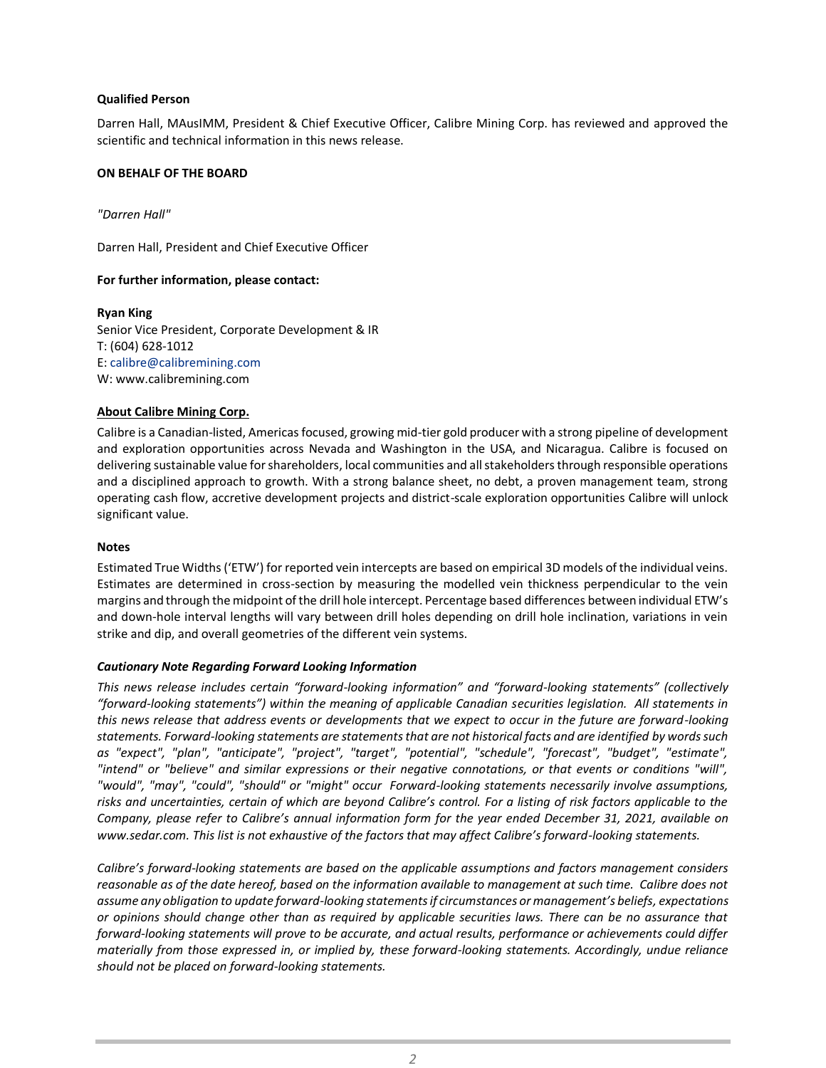**Qualified Person**

Darren Hall, MAusIMM, President & Chief Executive Officer, Calibre Mining Corp. has reviewed and approved the scientific and technical information in this news release.

**ON BEHALF OF THE BOARD**

*"Darren Hall"*

Darren Hall, President and Chief Executive Officer

**For further information, please contact:**

**Ryan King**
Senior Vice President, Corporate Development & IR
T: (604) 628-1012
E: calibre@calibremining.com
W: www.calibremining.com

**About Calibre Mining Corp.**

Calibre is a Canadian-listed, Americas focused, growing mid-tier gold producer with a strong pipeline of development and exploration opportunities across Nevada and Washington in the USA, and Nicaragua. Calibre is focused on delivering sustainable value for shareholders, local communities and all stakeholders through responsible operations and a disciplined approach to growth. With a strong balance sheet, no debt, a proven management team, strong operating cash flow, accretive development projects and district-scale exploration opportunities Calibre will unlock significant value.

**Notes**

Estimated True Widths ('ETW') for reported vein intercepts are based on empirical 3D models of the individual veins. Estimates are determined in cross-section by measuring the modelled vein thickness perpendicular to the vein margins and through the midpoint of the drill hole intercept. Percentage based differences between individual ETW's and down-hole interval lengths will vary between drill holes depending on drill hole inclination, variations in vein strike and dip, and overall geometries of the different vein systems.

***Cautionary Note Regarding Forward Looking Information***

*This news release includes certain "forward-looking information" and "forward-looking statements" (collectively "forward-looking statements") within the meaning of applicable Canadian securities legislation. All statements in this news release that address events or developments that we expect to occur in the future are forward-looking statements. Forward-looking statements are statements that are not historical facts and are identified by words such as "expect", "plan", "anticipate", "project", "target", "potential", "schedule", "forecast", "budget", "estimate", "intend" or "believe" and similar expressions or their negative connotations, or that events or conditions "will", "would", "may", "could", "should" or "might" occur Forward-looking statements necessarily involve assumptions, risks and uncertainties, certain of which are beyond Calibre's control. For a listing of risk factors applicable to the Company, please refer to Calibre's annual information form for the year ended December 31, 2021, available on www.sedar.com. This list is not exhaustive of the factors that may affect Calibre's forward-looking statements.*

*Calibre's forward-looking statements are based on the applicable assumptions and factors management considers reasonable as of the date hereof, based on the information available to management at such time. Calibre does not assume any obligation to update forward-looking statements if circumstances or management's beliefs, expectations or opinions should change other than as required by applicable securities laws. There can be no assurance that forward-looking statements will prove to be accurate, and actual results, performance or achievements could differ materially from those expressed in, or implied by, these forward-looking statements. Accordingly, undue reliance should not be placed on forward-looking statements.*